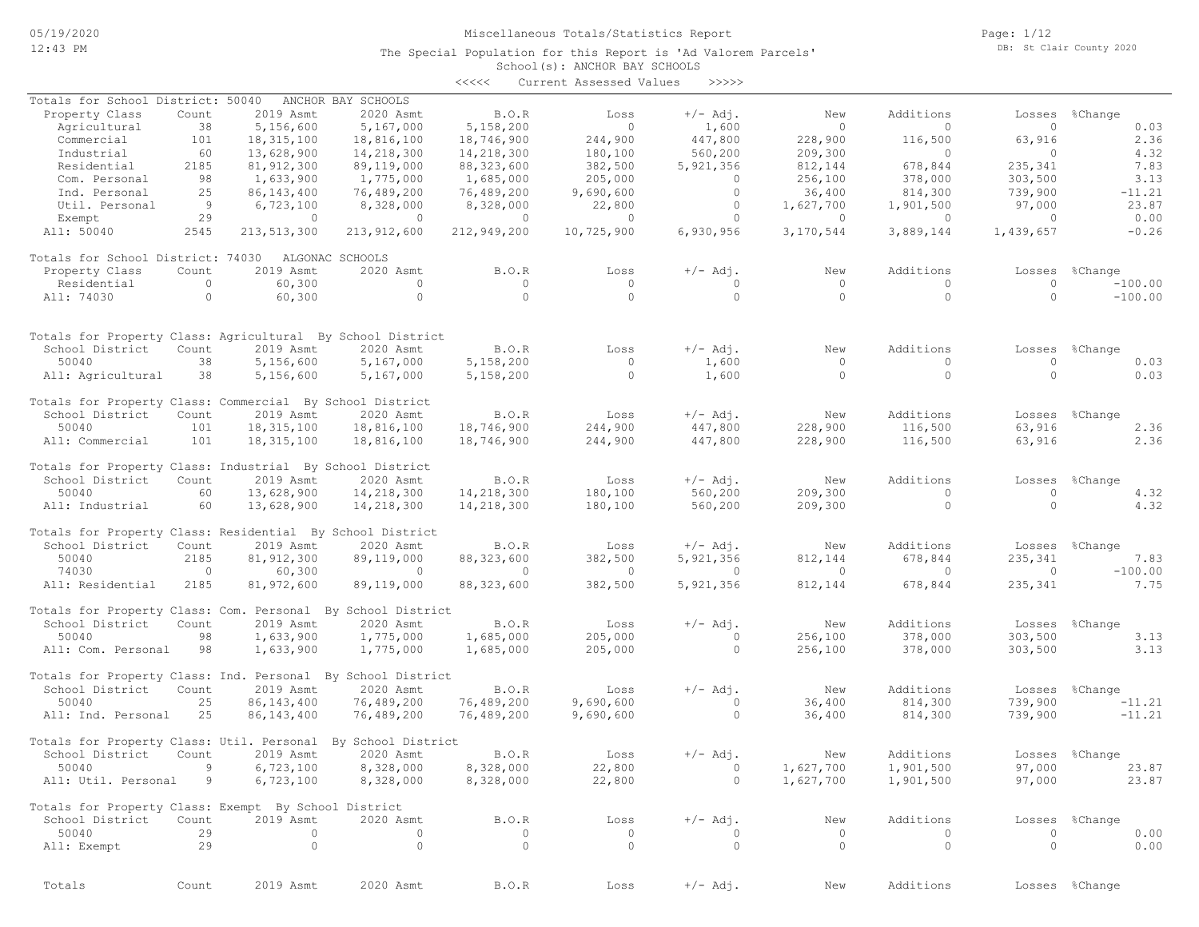# Miscellaneous Totals/Statistics Report

The Special Population for this Report is 'Ad Valorem Parcels'
School(s): ANCHOR BAY SCHOOLS

<<<<< Current Assessed Values >>>>>

05/19/2020 12:43 PM — DB: St Clair County 2020

**Totals for School District: 50040 ANCHOR BAY SCHOOLS**

| Property Class | Count | 2019 Asmt | 2020 Asmt | B.O.R | Loss | +/- Adj. | New | Additions | Losses | %Change |
|---|---|---|---|---|---|---|---|---|---|---|
| Agricultural | 38 | 5,156,600 | 5,167,000 | 5,158,200 | 0 | 1,600 | 0 | 0 | 0 | 0.03 |
| Commercial | 101 | 18,315,100 | 18,816,100 | 18,746,900 | 244,900 | 447,800 | 228,900 | 116,500 | 63,916 | 2.36 |
| Industrial | 60 | 13,628,900 | 14,218,300 | 14,218,300 | 180,100 | 560,200 | 209,300 | 0 | 0 | 4.32 |
| Residential | 2185 | 81,912,300 | 89,119,000 | 88,323,600 | 382,500 | 5,921,356 | 812,144 | 678,844 | 235,341 | 7.83 |
| Com. Personal | 98 | 1,633,900 | 1,775,000 | 1,685,000 | 205,000 | 0 | 256,100 | 378,000 | 303,500 | 3.13 |
| Ind. Personal | 25 | 86,143,400 | 76,489,200 | 76,489,200 | 9,690,600 | 0 | 36,400 | 814,300 | 739,900 | -11.21 |
| Util. Personal | 9 | 6,723,100 | 8,328,000 | 8,328,000 | 22,800 | 0 | 1,627,700 | 1,901,500 | 97,000 | 23.87 |
| Exempt | 29 | 0 | 0 | 0 | 0 | 0 | 0 | 0 | 0 | 0.00 |
| All: 50040 | 2545 | 213,513,300 | 213,912,600 | 212,949,200 | 10,725,900 | 6,930,956 | 3,170,544 | 3,889,144 | 1,439,657 | -0.26 |

**Totals for School District: 74030 ALGONAC SCHOOLS**

| Property Class | Count | 2019 Asmt | 2020 Asmt | B.O.R | Loss | +/- Adj. | New | Additions | Losses | %Change |
|---|---|---|---|---|---|---|---|---|---|---|
| Residential | 0 | 60,300 | 0 | 0 | 0 | 0 | 0 | 0 | 0 | -100.00 |
| All: 74030 | 0 | 60,300 | 0 | 0 | 0 | 0 | 0 | 0 | 0 | -100.00 |

**Totals for Property Class: Agricultural By School District**

| School District | Count | 2019 Asmt | 2020 Asmt | B.O.R | Loss | +/- Adj. | New | Additions | Losses | %Change |
|---|---|---|---|---|---|---|---|---|---|---|
| 50040 | 38 | 5,156,600 | 5,167,000 | 5,158,200 | 0 | 1,600 | 0 | 0 | 0 | 0.03 |
| All: Agricultural | 38 | 5,156,600 | 5,167,000 | 5,158,200 | 0 | 1,600 | 0 | 0 | 0 | 0.03 |

**Totals for Property Class: Commercial By School District**

| School District | Count | 2019 Asmt | 2020 Asmt | B.O.R | Loss | +/- Adj. | New | Additions | Losses | %Change |
|---|---|---|---|---|---|---|---|---|---|---|
| 50040 | 101 | 18,315,100 | 18,816,100 | 18,746,900 | 244,900 | 447,800 | 228,900 | 116,500 | 63,916 | 2.36 |
| All: Commercial | 101 | 18,315,100 | 18,816,100 | 18,746,900 | 244,900 | 447,800 | 228,900 | 116,500 | 63,916 | 2.36 |

**Totals for Property Class: Industrial By School District**

| School District | Count | 2019 Asmt | 2020 Asmt | B.O.R | Loss | +/- Adj. | New | Additions | Losses | %Change |
|---|---|---|---|---|---|---|---|---|---|---|
| 50040 | 60 | 13,628,900 | 14,218,300 | 14,218,300 | 180,100 | 560,200 | 209,300 | 0 | 0 | 4.32 |
| All: Industrial | 60 | 13,628,900 | 14,218,300 | 14,218,300 | 180,100 | 560,200 | 209,300 | 0 | 0 | 4.32 |

**Totals for Property Class: Residential By School District**

| School District | Count | 2019 Asmt | 2020 Asmt | B.O.R | Loss | +/- Adj. | New | Additions | Losses | %Change |
|---|---|---|---|---|---|---|---|---|---|---|
| 50040 | 2185 | 81,912,300 | 89,119,000 | 88,323,600 | 382,500 | 5,921,356 | 812,144 | 678,844 | 235,341 | 7.83 |
| 74030 | 0 | 60,300 | 0 | 0 | 0 | 0 | 0 | 0 | 0 | -100.00 |
| All: Residential | 2185 | 81,972,600 | 89,119,000 | 88,323,600 | 382,500 | 5,921,356 | 812,144 | 678,844 | 235,341 | 7.75 |

**Totals for Property Class: Com. Personal By School District**

| School District | Count | 2019 Asmt | 2020 Asmt | B.O.R | Loss | +/- Adj. | New | Additions | Losses | %Change |
|---|---|---|---|---|---|---|---|---|---|---|
| 50040 | 98 | 1,633,900 | 1,775,000 | 1,685,000 | 205,000 | 0 | 256,100 | 378,000 | 303,500 | 3.13 |
| All: Com. Personal | 98 | 1,633,900 | 1,775,000 | 1,685,000 | 205,000 | 0 | 256,100 | 378,000 | 303,500 | 3.13 |

**Totals for Property Class: Ind. Personal By School District**

| School District | Count | 2019 Asmt | 2020 Asmt | B.O.R | Loss | +/- Adj. | New | Additions | Losses | %Change |
|---|---|---|---|---|---|---|---|---|---|---|
| 50040 | 25 | 86,143,400 | 76,489,200 | 76,489,200 | 9,690,600 | 0 | 36,400 | 814,300 | 739,900 | -11.21 |
| All: Ind. Personal | 25 | 86,143,400 | 76,489,200 | 76,489,200 | 9,690,600 | 0 | 36,400 | 814,300 | 739,900 | -11.21 |

**Totals for Property Class: Util. Personal By School District**

| School District | Count | 2019 Asmt | 2020 Asmt | B.O.R | Loss | +/- Adj. | New | Additions | Losses | %Change |
|---|---|---|---|---|---|---|---|---|---|---|
| 50040 | 9 | 6,723,100 | 8,328,000 | 8,328,000 | 22,800 | 0 | 1,627,700 | 1,901,500 | 97,000 | 23.87 |
| All: Util. Personal | 9 | 6,723,100 | 8,328,000 | 8,328,000 | 22,800 | 0 | 1,627,700 | 1,901,500 | 97,000 | 23.87 |

**Totals for Property Class: Exempt By School District**

| School District | Count | 2019 Asmt | 2020 Asmt | B.O.R | Loss | +/- Adj. | New | Additions | Losses | %Change |
|---|---|---|---|---|---|---|---|---|---|---|
| 50040 | 29 | 0 | 0 | 0 | 0 | 0 | 0 | 0 | 0 | 0.00 |
| All: Exempt | 29 | 0 | 0 | 0 | 0 | 0 | 0 | 0 | 0 | 0.00 |

| Totals | Count | 2019 Asmt | 2020 Asmt | B.O.R | Loss | +/- Adj. | New | Additions | Losses | %Change |
|---|---|---|---|---|---|---|---|---|---|---|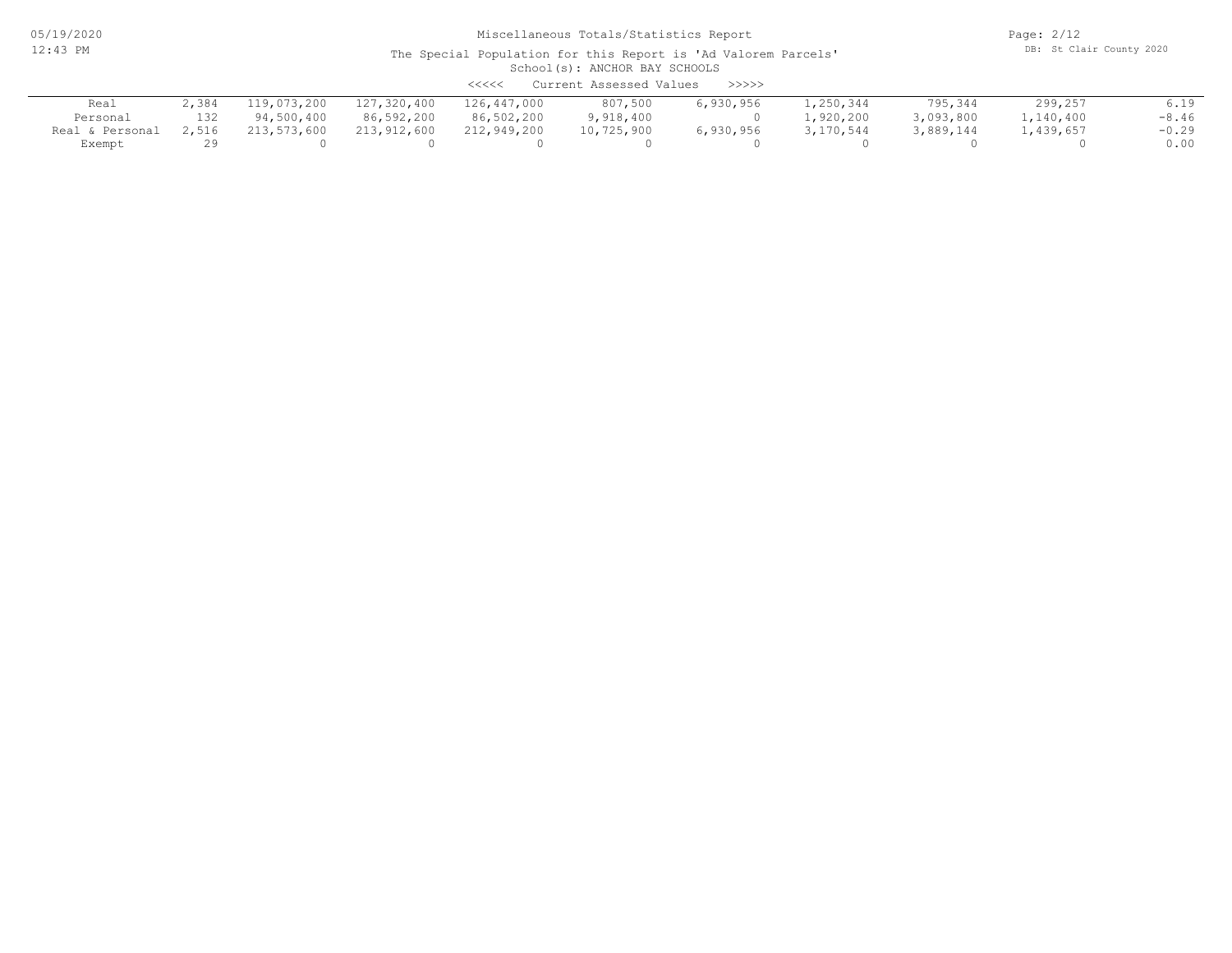Miscellaneous Totals/Statistics Report

The Special Population for this Report is 'Ad Valorem Parcels'

School(s): ANCHOR BAY SCHOOLS

<<<<< Current Assessed Values >>>>>

| | | | | | | | | | | |
|---|---|---|---|---|---|---|---|---|---|---|
| Real | 2,384 | 119,073,200 | 127,320,400 | 126,447,000 | 807,500 | 6,930,956 | 1,250,344 | 795,344 | 299,257 | 6.19 |
| Personal | 132 | 94,500,400 | 86,592,200 | 86,502,200 | 9,918,400 | 0 | 1,920,200 | 3,093,800 | 1,140,400 | -8.46 |
| Real & Personal | 2,516 | 213,573,600 | 213,912,600 | 212,949,200 | 10,725,900 | 6,930,956 | 3,170,544 | 3,889,144 | 1,439,657 | -0.29 |
| Exempt | 29 | 0 | 0 | 0 | 0 | 0 | 0 | 0 | 0 | 0.00 |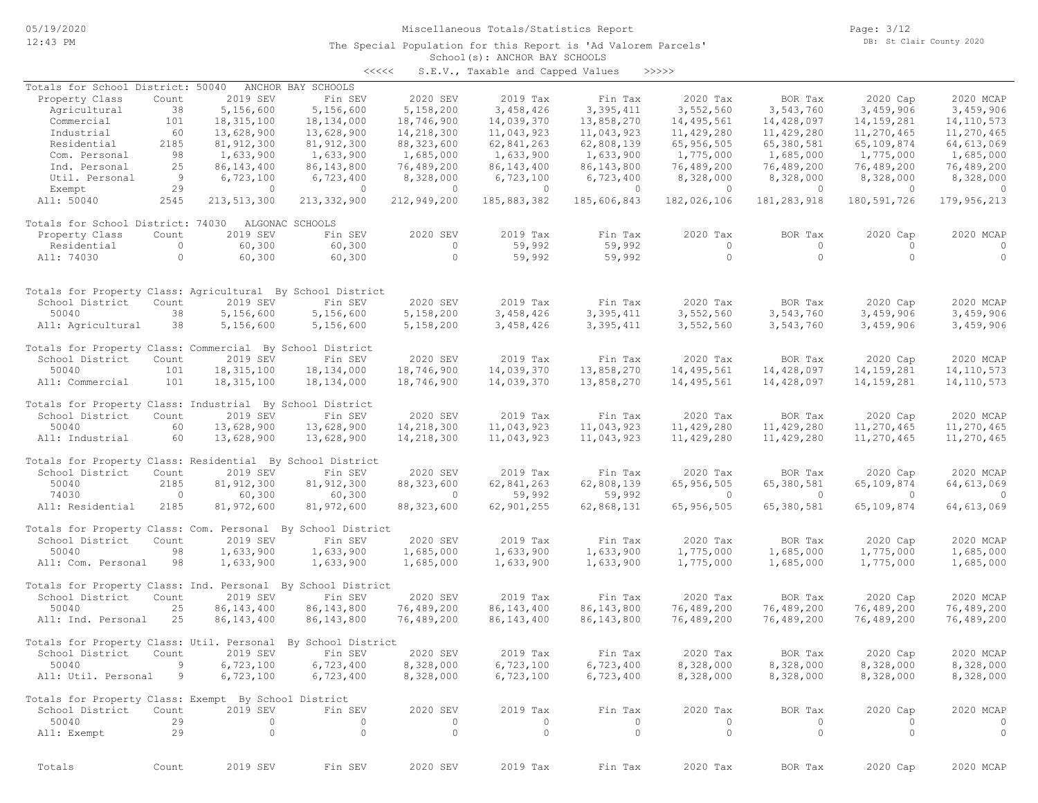Miscellaneous Totals/Statistics Report

The Special Population for this Report is 'Ad Valorem Parcels'

School(s): ANCHOR BAY SCHOOLS

<<<<< S.E.V., Taxable and Capped Values >>>>>

Totals for School District: 50040 ANCHOR BAY SCHOOLS

| Property Class | Count | 2019 SEV | Fin SEV | 2020 SEV | 2019 Tax | Fin Tax | 2020 Tax | BOR Tax | 2020 Cap | 2020 MCAP |
|---|---|---|---|---|---|---|---|---|---|---|
| Agricultural | 38 | 5,156,600 | 5,156,600 | 5,158,200 | 3,458,426 | 3,395,411 | 3,552,560 | 3,543,760 | 3,459,906 | 3,459,906 |
| Commercial | 101 | 18,315,100 | 18,134,000 | 18,746,900 | 14,039,370 | 13,858,270 | 14,495,561 | 14,428,097 | 14,159,281 | 14,110,573 |
| Industrial | 60 | 13,628,900 | 13,628,900 | 14,218,300 | 11,043,923 | 11,043,923 | 11,429,280 | 11,429,280 | 11,270,465 | 11,270,465 |
| Residential | 2185 | 81,912,300 | 81,912,300 | 88,323,600 | 62,841,263 | 62,808,139 | 65,956,505 | 65,380,581 | 65,109,874 | 64,613,069 |
| Com. Personal | 98 | 1,633,900 | 1,633,900 | 1,685,000 | 1,633,900 | 1,633,900 | 1,775,000 | 1,685,000 | 1,775,000 | 1,685,000 |
| Ind. Personal | 25 | 86,143,400 | 86,143,800 | 76,489,200 | 86,143,400 | 86,143,800 | 76,489,200 | 76,489,200 | 76,489,200 | 76,489,200 |
| Util. Personal | 9 | 6,723,100 | 6,723,400 | 8,328,000 | 6,723,100 | 6,723,400 | 8,328,000 | 8,328,000 | 8,328,000 | 8,328,000 |
| Exempt | 29 | 0 | 0 | 0 | 0 | 0 | 0 | 0 | 0 | 0 |
| All: 50040 | 2545 | 213,513,300 | 213,332,900 | 212,949,200 | 185,883,382 | 185,606,843 | 182,026,106 | 181,283,918 | 180,591,726 | 179,956,213 |

Totals for School District: 74030 ALGONAC SCHOOLS

| Property Class | Count | 2019 SEV | Fin SEV | 2020 SEV | 2019 Tax | Fin Tax | 2020 Tax | BOR Tax | 2020 Cap | 2020 MCAP |
|---|---|---|---|---|---|---|---|---|---|---|
| Residential | 0 | 60,300 | 60,300 | 0 | 59,992 | 59,992 | 0 | 0 | 0 | 0 |
| All: 74030 | 0 | 60,300 | 60,300 | 0 | 59,992 | 59,992 | 0 | 0 | 0 | 0 |

Totals for Property Class: Agricultural By School District

| School District | Count | 2019 SEV | Fin SEV | 2020 SEV | 2019 Tax | Fin Tax | 2020 Tax | BOR Tax | 2020 Cap | 2020 MCAP |
|---|---|---|---|---|---|---|---|---|---|---|
| 50040 | 38 | 5,156,600 | 5,156,600 | 5,158,200 | 3,458,426 | 3,395,411 | 3,552,560 | 3,543,760 | 3,459,906 | 3,459,906 |
| All: Agricultural | 38 | 5,156,600 | 5,156,600 | 5,158,200 | 3,458,426 | 3,395,411 | 3,552,560 | 3,543,760 | 3,459,906 | 3,459,906 |

Totals for Property Class: Commercial By School District

| School District | Count | 2019 SEV | Fin SEV | 2020 SEV | 2019 Tax | Fin Tax | 2020 Tax | BOR Tax | 2020 Cap | 2020 MCAP |
|---|---|---|---|---|---|---|---|---|---|---|
| 50040 | 101 | 18,315,100 | 18,134,000 | 18,746,900 | 14,039,370 | 13,858,270 | 14,495,561 | 14,428,097 | 14,159,281 | 14,110,573 |
| All: Commercial | 101 | 18,315,100 | 18,134,000 | 18,746,900 | 14,039,370 | 13,858,270 | 14,495,561 | 14,428,097 | 14,159,281 | 14,110,573 |

Totals for Property Class: Industrial By School District

| School District | Count | 2019 SEV | Fin SEV | 2020 SEV | 2019 Tax | Fin Tax | 2020 Tax | BOR Tax | 2020 Cap | 2020 MCAP |
|---|---|---|---|---|---|---|---|---|---|---|
| 50040 | 60 | 13,628,900 | 13,628,900 | 14,218,300 | 11,043,923 | 11,043,923 | 11,429,280 | 11,429,280 | 11,270,465 | 11,270,465 |
| All: Industrial | 60 | 13,628,900 | 13,628,900 | 14,218,300 | 11,043,923 | 11,043,923 | 11,429,280 | 11,429,280 | 11,270,465 | 11,270,465 |

Totals for Property Class: Residential By School District

| School District | Count | 2019 SEV | Fin SEV | 2020 SEV | 2019 Tax | Fin Tax | 2020 Tax | BOR Tax | 2020 Cap | 2020 MCAP |
|---|---|---|---|---|---|---|---|---|---|---|
| 50040 | 2185 | 81,912,300 | 81,912,300 | 88,323,600 | 62,841,263 | 62,808,139 | 65,956,505 | 65,380,581 | 65,109,874 | 64,613,069 |
| 74030 | 0 | 60,300 | 60,300 | 0 | 59,992 | 59,992 | 0 | 0 | 0 | 0 |
| All: Residential | 2185 | 81,972,600 | 81,972,600 | 88,323,600 | 62,901,255 | 62,868,131 | 65,956,505 | 65,380,581 | 65,109,874 | 64,613,069 |

Totals for Property Class: Com. Personal By School District

| School District | Count | 2019 SEV | Fin SEV | 2020 SEV | 2019 Tax | Fin Tax | 2020 Tax | BOR Tax | 2020 Cap | 2020 MCAP |
|---|---|---|---|---|---|---|---|---|---|---|
| 50040 | 98 | 1,633,900 | 1,633,900 | 1,685,000 | 1,633,900 | 1,633,900 | 1,775,000 | 1,685,000 | 1,775,000 | 1,685,000 |
| All: Com. Personal | 98 | 1,633,900 | 1,633,900 | 1,685,000 | 1,633,900 | 1,633,900 | 1,775,000 | 1,685,000 | 1,775,000 | 1,685,000 |

Totals for Property Class: Ind. Personal By School District

| School District | Count | 2019 SEV | Fin SEV | 2020 SEV | 2019 Tax | Fin Tax | 2020 Tax | BOR Tax | 2020 Cap | 2020 MCAP |
|---|---|---|---|---|---|---|---|---|---|---|
| 50040 | 25 | 86,143,400 | 86,143,800 | 76,489,200 | 86,143,400 | 86,143,800 | 76,489,200 | 76,489,200 | 76,489,200 | 76,489,200 |
| All: Ind. Personal | 25 | 86,143,400 | 86,143,800 | 76,489,200 | 86,143,400 | 86,143,800 | 76,489,200 | 76,489,200 | 76,489,200 | 76,489,200 |

Totals for Property Class: Util. Personal By School District

| School District | Count | 2019 SEV | Fin SEV | 2020 SEV | 2019 Tax | Fin Tax | 2020 Tax | BOR Tax | 2020 Cap | 2020 MCAP |
|---|---|---|---|---|---|---|---|---|---|---|
| 50040 | 9 | 6,723,100 | 6,723,400 | 8,328,000 | 6,723,100 | 6,723,400 | 8,328,000 | 8,328,000 | 8,328,000 | 8,328,000 |
| All: Util. Personal | 9 | 6,723,100 | 6,723,400 | 8,328,000 | 6,723,100 | 6,723,400 | 8,328,000 | 8,328,000 | 8,328,000 | 8,328,000 |

Totals for Property Class: Exempt By School District

| School District | Count | 2019 SEV | Fin SEV | 2020 SEV | 2019 Tax | Fin Tax | 2020 Tax | BOR Tax | 2020 Cap | 2020 MCAP |
|---|---|---|---|---|---|---|---|---|---|---|
| 50040 | 29 | 0 | 0 | 0 | 0 | 0 | 0 | 0 | 0 | 0 |
| All: Exempt | 29 | 0 | 0 | 0 | 0 | 0 | 0 | 0 | 0 | 0 |

| Totals | Count | 2019 SEV | Fin SEV | 2020 SEV | 2019 Tax | Fin Tax | 2020 Tax | BOR Tax | 2020 Cap | 2020 MCAP |
|---|---|---|---|---|---|---|---|---|---|---|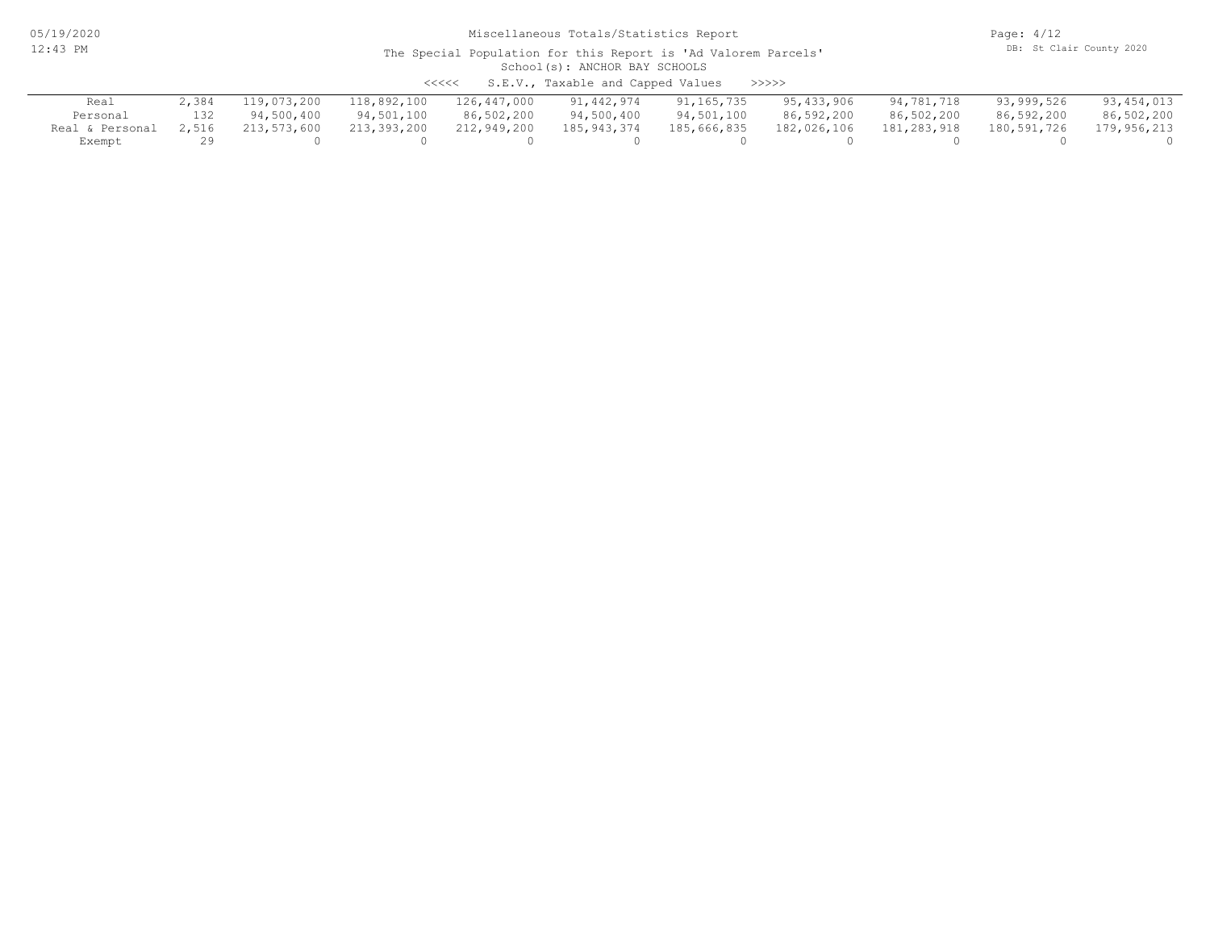Miscellaneous Totals/Statistics Report

The Special Population for this Report is 'Ad Valorem Parcels'

School(s): ANCHOR BAY SCHOOLS

<<<<< S.E.V., Taxable and Capped Values >>>>>

| | | | | | | | | | | |
|---|---|---|---|---|---|---|---|---|---|---|
| Real | 2,384 | 119,073,200 | 118,892,100 | 126,447,000 | 91,442,974 | 91,165,735 | 95,433,906 | 94,781,718 | 93,999,526 | 93,454,013 |
| Personal | 132 | 94,500,400 | 94,501,100 | 86,502,200 | 94,500,400 | 94,501,100 | 86,592,200 | 86,502,200 | 86,592,200 | 86,502,200 |
| Real & Personal | 2,516 | 213,573,600 | 213,393,200 | 212,949,200 | 185,943,374 | 185,666,835 | 182,026,106 | 181,283,918 | 180,591,726 | 179,956,213 |
| Exempt | 29 | 0 | 0 | 0 | 0 | 0 | 0 | 0 | 0 | 0 |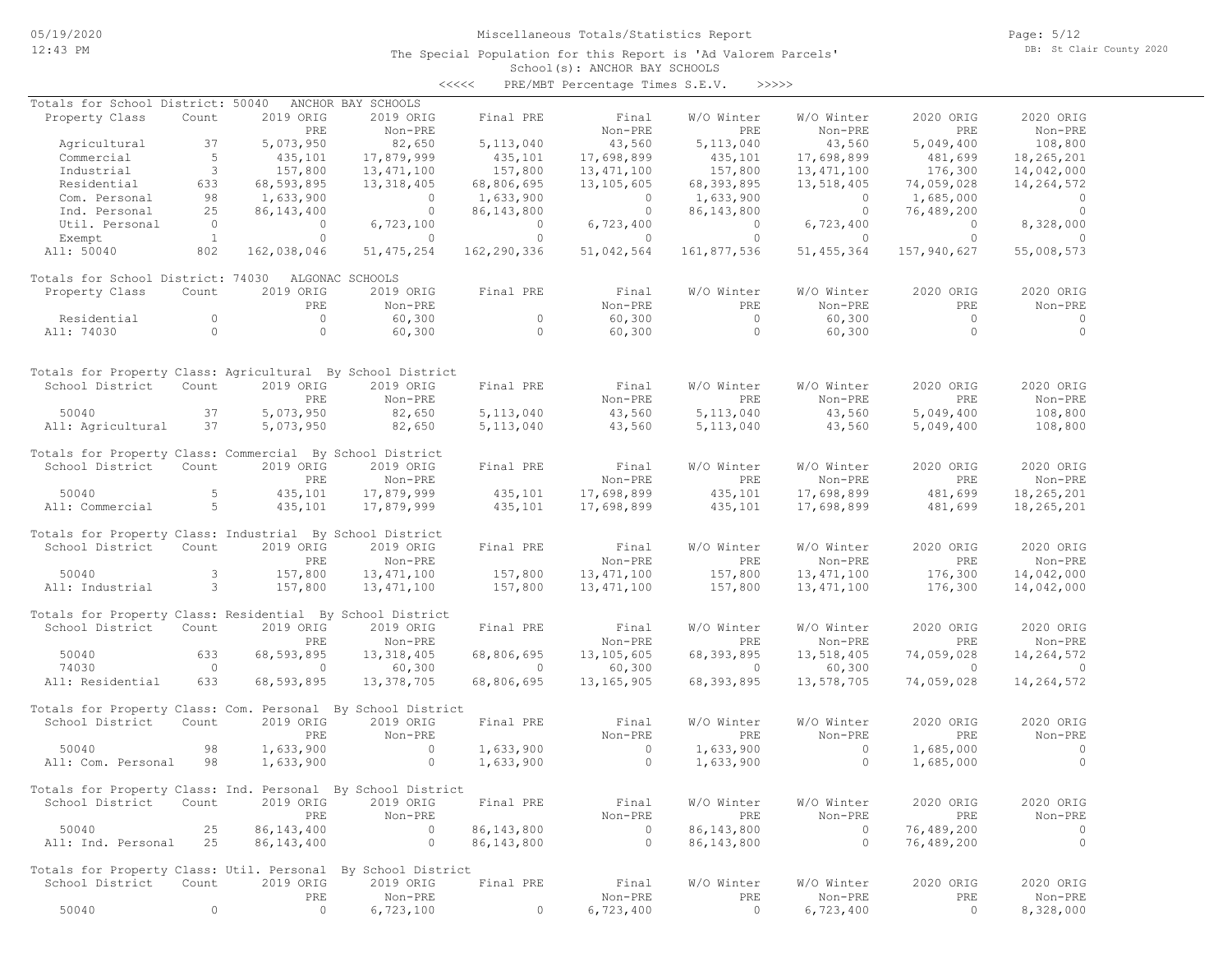Miscellaneous Totals/Statistics Report

The Special Population for this Report is 'Ad Valorem Parcels'

School(s): ANCHOR BAY SCHOOLS

<<<<< PRE/MBT Percentage Times S.E.V. >>>>>

### Totals for School District: 50040 ANCHOR BAY SCHOOLS

| Property Class | Count | 2019 ORIG PRE | 2019 ORIG Non-PRE | Final PRE | Final Non-PRE | W/O Winter PRE | W/O Winter Non-PRE | 2020 ORIG PRE | 2020 ORIG Non-PRE |
|---|---|---|---|---|---|---|---|---|---|
| Agricultural | 37 | 5,073,950 | 82,650 | 5,113,040 | 43,560 | 5,113,040 | 43,560 | 5,049,400 | 108,800 |
| Commercial | 5 | 435,101 | 17,879,999 | 435,101 | 17,698,899 | 435,101 | 17,698,899 | 481,699 | 18,265,201 |
| Industrial | 3 | 157,800 | 13,471,100 | 157,800 | 13,471,100 | 157,800 | 13,471,100 | 176,300 | 14,042,000 |
| Residential | 633 | 68,593,895 | 13,318,405 | 68,806,695 | 13,105,605 | 68,393,895 | 13,518,405 | 74,059,028 | 14,264,572 |
| Com. Personal | 98 | 1,633,900 | 0 | 1,633,900 | 0 | 1,633,900 | 0 | 1,685,000 | 0 |
| Ind. Personal | 25 | 86,143,400 | 0 | 86,143,800 | 0 | 86,143,800 | 0 | 76,489,200 | 0 |
| Util. Personal | 0 | 0 | 6,723,100 | 0 | 6,723,400 | 0 | 6,723,400 | 0 | 8,328,000 |
| Exempt | 1 | 0 | 0 | 0 | 0 | 0 | 0 | 0 | 0 |
| All: 50040 | 802 | 162,038,046 | 51,475,254 | 162,290,336 | 51,042,564 | 161,877,536 | 51,455,364 | 157,940,627 | 55,008,573 |

### Totals for School District: 74030 ALGONAC SCHOOLS

| Property Class | Count | 2019 ORIG PRE | 2019 ORIG Non-PRE | Final PRE | Final Non-PRE | W/O Winter PRE | W/O Winter Non-PRE | 2020 ORIG PRE | 2020 ORIG Non-PRE |
|---|---|---|---|---|---|---|---|---|---|
| Residential | 0 | 0 | 60,300 | 0 | 60,300 | 0 | 60,300 | 0 | 0 |
| All: 74030 | 0 | 0 | 60,300 | 0 | 60,300 | 0 | 60,300 | 0 | 0 |

### Totals for Property Class: Agricultural By School District

| School District | Count | 2019 ORIG PRE | 2019 ORIG Non-PRE | Final PRE | Final Non-PRE | W/O Winter PRE | W/O Winter Non-PRE | 2020 ORIG PRE | 2020 ORIG Non-PRE |
|---|---|---|---|---|---|---|---|---|---|
| 50040 | 37 | 5,073,950 | 82,650 | 5,113,040 | 43,560 | 5,113,040 | 43,560 | 5,049,400 | 108,800 |
| All: Agricultural | 37 | 5,073,950 | 82,650 | 5,113,040 | 43,560 | 5,113,040 | 43,560 | 5,049,400 | 108,800 |

### Totals for Property Class: Commercial By School District

| School District | Count | 2019 ORIG PRE | 2019 ORIG Non-PRE | Final PRE | Final Non-PRE | W/O Winter PRE | W/O Winter Non-PRE | 2020 ORIG PRE | 2020 ORIG Non-PRE |
|---|---|---|---|---|---|---|---|---|---|
| 50040 | 5 | 435,101 | 17,879,999 | 435,101 | 17,698,899 | 435,101 | 17,698,899 | 481,699 | 18,265,201 |
| All: Commercial | 5 | 435,101 | 17,879,999 | 435,101 | 17,698,899 | 435,101 | 17,698,899 | 481,699 | 18,265,201 |

### Totals for Property Class: Industrial By School District

| School District | Count | 2019 ORIG PRE | 2019 ORIG Non-PRE | Final PRE | Final Non-PRE | W/O Winter PRE | W/O Winter Non-PRE | 2020 ORIG PRE | 2020 ORIG Non-PRE |
|---|---|---|---|---|---|---|---|---|---|
| 50040 | 3 | 157,800 | 13,471,100 | 157,800 | 13,471,100 | 157,800 | 13,471,100 | 176,300 | 14,042,000 |
| All: Industrial | 3 | 157,800 | 13,471,100 | 157,800 | 13,471,100 | 157,800 | 13,471,100 | 176,300 | 14,042,000 |

### Totals for Property Class: Residential By School District

| School District | Count | 2019 ORIG PRE | 2019 ORIG Non-PRE | Final PRE | Final Non-PRE | W/O Winter PRE | W/O Winter Non-PRE | 2020 ORIG PRE | 2020 ORIG Non-PRE |
|---|---|---|---|---|---|---|---|---|---|
| 50040 | 633 | 68,593,895 | 13,318,405 | 68,806,695 | 13,105,605 | 68,393,895 | 13,518,405 | 74,059,028 | 14,264,572 |
| 74030 | 0 | 0 | 60,300 | 0 | 60,300 | 0 | 60,300 | 0 | 0 |
| All: Residential | 633 | 68,593,895 | 13,378,705 | 68,806,695 | 13,165,905 | 68,393,895 | 13,578,705 | 74,059,028 | 14,264,572 |

### Totals for Property Class: Com. Personal By School District

| School District | Count | 2019 ORIG PRE | 2019 ORIG Non-PRE | Final PRE | Final Non-PRE | W/O Winter PRE | W/O Winter Non-PRE | 2020 ORIG PRE | 2020 ORIG Non-PRE |
|---|---|---|---|---|---|---|---|---|---|
| 50040 | 98 | 1,633,900 | 0 | 1,633,900 | 0 | 1,633,900 | 0 | 1,685,000 | 0 |
| All: Com. Personal | 98 | 1,633,900 | 0 | 1,633,900 | 0 | 1,633,900 | 0 | 1,685,000 | 0 |

### Totals for Property Class: Ind. Personal By School District

| School District | Count | 2019 ORIG PRE | 2019 ORIG Non-PRE | Final PRE | Final Non-PRE | W/O Winter PRE | W/O Winter Non-PRE | 2020 ORIG PRE | 2020 ORIG Non-PRE |
|---|---|---|---|---|---|---|---|---|---|
| 50040 | 25 | 86,143,400 | 0 | 86,143,800 | 0 | 86,143,800 | 0 | 76,489,200 | 0 |
| All: Ind. Personal | 25 | 86,143,400 | 0 | 86,143,800 | 0 | 86,143,800 | 0 | 76,489,200 | 0 |

### Totals for Property Class: Util. Personal By School District

| School District | Count | 2019 ORIG PRE | 2019 ORIG Non-PRE | Final PRE | Final Non-PRE | W/O Winter PRE | W/O Winter Non-PRE | 2020 ORIG PRE | 2020 ORIG Non-PRE |
|---|---|---|---|---|---|---|---|---|---|
| 50040 | 0 | 0 | 6,723,100 | 0 | 6,723,400 | 0 | 6,723,400 | 0 | 8,328,000 |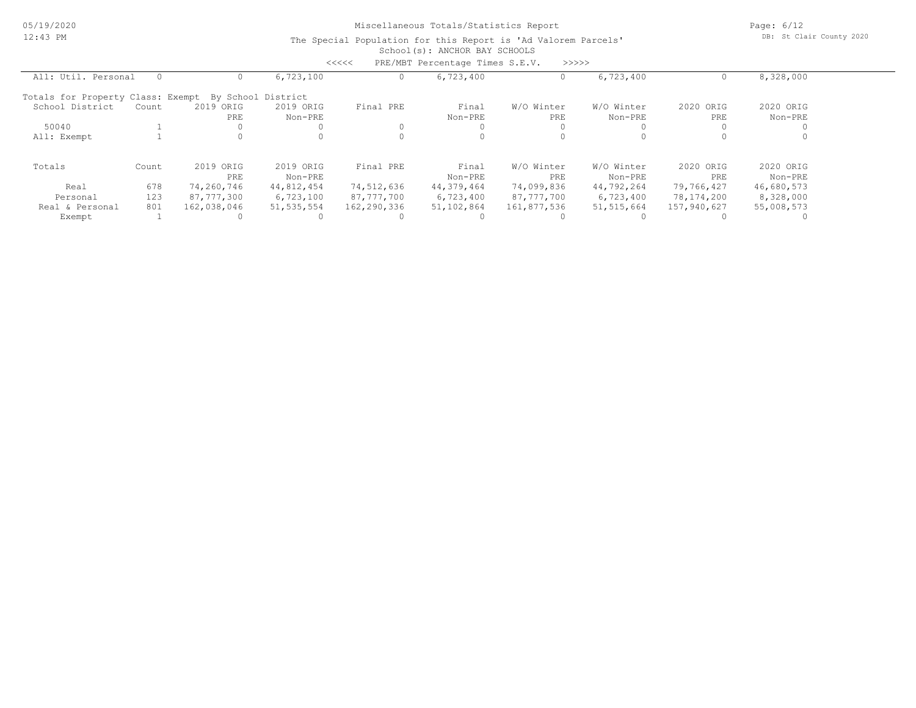Miscellaneous Totals/Statistics Report

The Special Population for this Report is 'Ad Valorem Parcels'

School(s): ANCHOR BAY SCHOOLS

<<<<< PRE/MBT Percentage Times S.E.V. >>>>>

| All: Util. Personal | 0 | 0 | 6,723,100 | 0 | 6,723,400 | 0 | 6,723,400 | 0 | 8,328,000 |
|---|---|---|---|---|---|---|---|---|---|

Totals for Property Class: Exempt By School District

| School District | Count | 2019 ORIG PRE | 2019 ORIG Non-PRE | Final PRE | Final Non-PRE | W/O Winter PRE | W/O Winter Non-PRE | 2020 ORIG PRE | 2020 ORIG Non-PRE |
|---|---|---|---|---|---|---|---|---|---|
| 50040 | 1 | 0 | 0 | 0 | 0 | 0 | 0 | 0 | 0 |
| All: Exempt | 1 | 0 | 0 | 0 | 0 | 0 | 0 | 0 | 0 |

| Totals | Count | 2019 ORIG PRE | 2019 ORIG Non-PRE | Final PRE | Final Non-PRE | W/O Winter PRE | W/O Winter Non-PRE | 2020 ORIG PRE | 2020 ORIG Non-PRE |
|---|---|---|---|---|---|---|---|---|---|
| Real | 678 | 74,260,746 | 44,812,454 | 74,512,636 | 44,379,464 | 74,099,836 | 44,792,264 | 79,766,427 | 46,680,573 |
| Personal | 123 | 87,777,300 | 6,723,100 | 87,777,700 | 6,723,400 | 87,777,700 | 6,723,400 | 78,174,200 | 8,328,000 |
| Real & Personal | 801 | 162,038,046 | 51,535,554 | 162,290,336 | 51,102,864 | 161,877,536 | 51,515,664 | 157,940,627 | 55,008,573 |
| Exempt | 1 | 0 | 0 | 0 | 0 | 0 | 0 | 0 | 0 |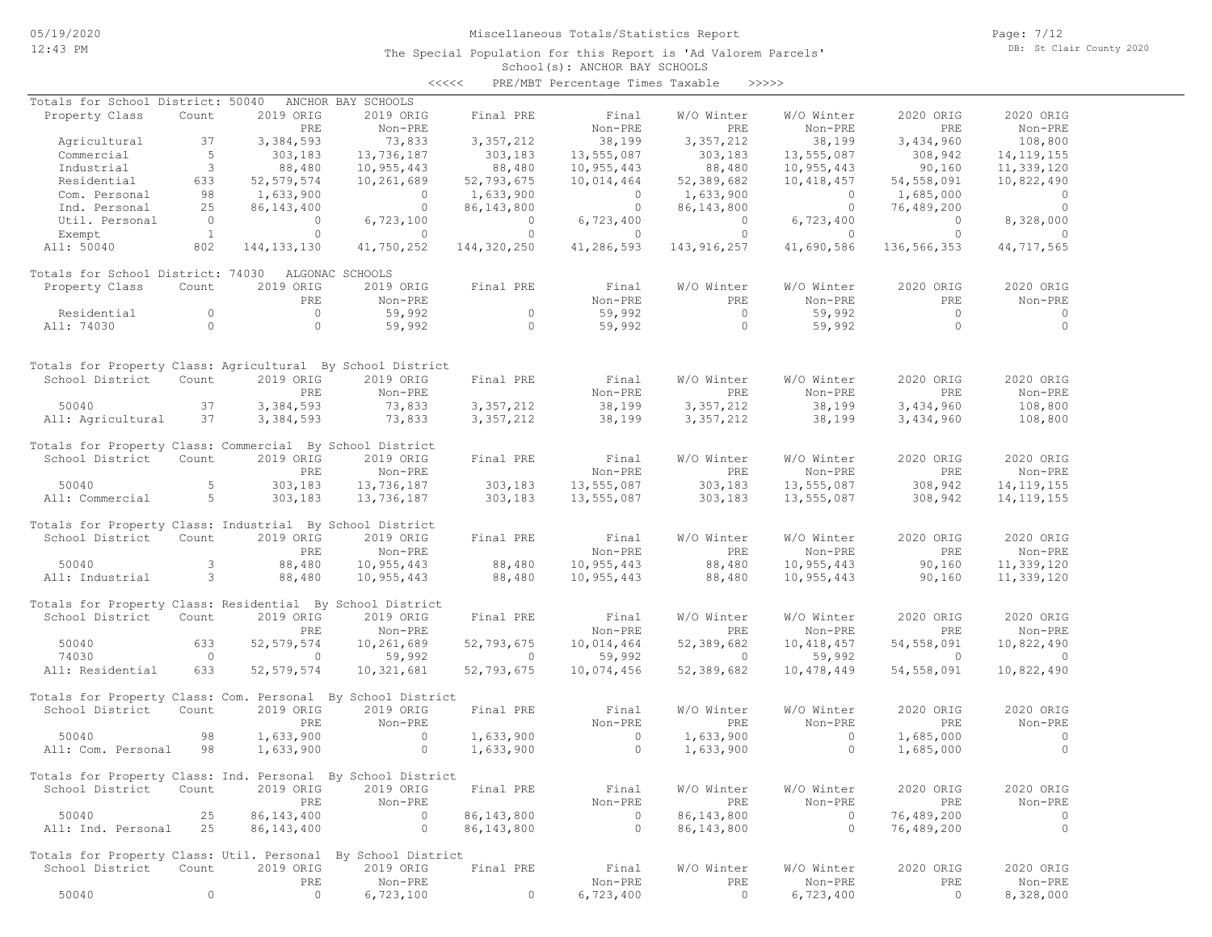Miscellaneous Totals/Statistics Report

The Special Population for this Report is 'Ad Valorem Parcels'

School(s): ANCHOR BAY SCHOOLS

<<<<< PRE/MBT Percentage Times Taxable >>>>>

Totals for School District: 50040 ANCHOR BAY SCHOOLS

| Property Class | Count | 2019 ORIG PRE | 2019 ORIG Non-PRE | Final PRE | Final Non-PRE | W/O Winter PRE | W/O Winter Non-PRE | 2020 ORIG PRE | 2020 ORIG Non-PRE |
|---|---|---|---|---|---|---|---|---|---|
| Agricultural | 37 | 3,384,593 | 73,833 | 3,357,212 | 38,199 | 3,357,212 | 38,199 | 3,434,960 | 108,800 |
| Commercial | 5 | 303,183 | 13,736,187 | 303,183 | 13,555,087 | 303,183 | 13,555,087 | 308,942 | 14,119,155 |
| Industrial | 3 | 88,480 | 10,955,443 | 88,480 | 10,955,443 | 88,480 | 10,955,443 | 90,160 | 11,339,120 |
| Residential | 633 | 52,579,574 | 10,261,689 | 52,793,675 | 10,014,464 | 52,389,682 | 10,418,457 | 54,558,091 | 10,822,490 |
| Com. Personal | 98 | 1,633,900 | 0 | 1,633,900 | 0 | 1,633,900 | 0 | 1,685,000 | 0 |
| Ind. Personal | 25 | 86,143,400 | 0 | 86,143,800 | 0 | 86,143,800 | 0 | 76,489,200 | 0 |
| Util. Personal | 0 | 0 | 6,723,100 | 0 | 6,723,400 | 0 | 6,723,400 | 0 | 8,328,000 |
| Exempt | 1 | 0 | 0 | 0 | 0 | 0 | 0 | 0 | 0 |
| All: 50040 | 802 | 144,133,130 | 41,750,252 | 144,320,250 | 41,286,593 | 143,916,257 | 41,690,586 | 136,566,353 | 44,717,565 |

Totals for School District: 74030 ALGONAC SCHOOLS

| Property Class | Count | 2019 ORIG PRE | 2019 ORIG Non-PRE | Final PRE | Final Non-PRE | W/O Winter PRE | W/O Winter Non-PRE | 2020 ORIG PRE | 2020 ORIG Non-PRE |
|---|---|---|---|---|---|---|---|---|---|
| Residential | 0 | 0 | 59,992 | 0 | 59,992 | 0 | 59,992 | 0 | 0 |
| All: 74030 | 0 | 0 | 59,992 | 0 | 59,992 | 0 | 59,992 | 0 | 0 |

Totals for Property Class: Agricultural By School District

| School District | Count | 2019 ORIG PRE | 2019 ORIG Non-PRE | Final PRE | Final Non-PRE | W/O Winter PRE | W/O Winter Non-PRE | 2020 ORIG PRE | 2020 ORIG Non-PRE |
|---|---|---|---|---|---|---|---|---|---|
| 50040 | 37 | 3,384,593 | 73,833 | 3,357,212 | 38,199 | 3,357,212 | 38,199 | 3,434,960 | 108,800 |
| All: Agricultural | 37 | 3,384,593 | 73,833 | 3,357,212 | 38,199 | 3,357,212 | 38,199 | 3,434,960 | 108,800 |

Totals for Property Class: Commercial By School District

| School District | Count | 2019 ORIG PRE | 2019 ORIG Non-PRE | Final PRE | Final Non-PRE | W/O Winter PRE | W/O Winter Non-PRE | 2020 ORIG PRE | 2020 ORIG Non-PRE |
|---|---|---|---|---|---|---|---|---|---|
| 50040 | 5 | 303,183 | 13,736,187 | 303,183 | 13,555,087 | 303,183 | 13,555,087 | 308,942 | 14,119,155 |
| All: Commercial | 5 | 303,183 | 13,736,187 | 303,183 | 13,555,087 | 303,183 | 13,555,087 | 308,942 | 14,119,155 |

Totals for Property Class: Industrial By School District

| School District | Count | 2019 ORIG PRE | 2019 ORIG Non-PRE | Final PRE | Final Non-PRE | W/O Winter PRE | W/O Winter Non-PRE | 2020 ORIG PRE | 2020 ORIG Non-PRE |
|---|---|---|---|---|---|---|---|---|---|
| 50040 | 3 | 88,480 | 10,955,443 | 88,480 | 10,955,443 | 88,480 | 10,955,443 | 90,160 | 11,339,120 |
| All: Industrial | 3 | 88,480 | 10,955,443 | 88,480 | 10,955,443 | 88,480 | 10,955,443 | 90,160 | 11,339,120 |

Totals for Property Class: Residential By School District

| School District | Count | 2019 ORIG PRE | 2019 ORIG Non-PRE | Final PRE | Final Non-PRE | W/O Winter PRE | W/O Winter Non-PRE | 2020 ORIG PRE | 2020 ORIG Non-PRE |
|---|---|---|---|---|---|---|---|---|---|
| 50040 | 633 | 52,579,574 | 10,261,689 | 52,793,675 | 10,014,464 | 52,389,682 | 10,418,457 | 54,558,091 | 10,822,490 |
| 74030 | 0 | 0 | 59,992 | 0 | 59,992 | 0 | 59,992 | 0 | 0 |
| All: Residential | 633 | 52,579,574 | 10,321,681 | 52,793,675 | 10,074,456 | 52,389,682 | 10,478,449 | 54,558,091 | 10,822,490 |

Totals for Property Class: Com. Personal By School District

| School District | Count | 2019 ORIG PRE | 2019 ORIG Non-PRE | Final PRE | Final Non-PRE | W/O Winter PRE | W/O Winter Non-PRE | 2020 ORIG PRE | 2020 ORIG Non-PRE |
|---|---|---|---|---|---|---|---|---|---|
| 50040 | 98 | 1,633,900 | 0 | 1,633,900 | 0 | 1,633,900 | 0 | 1,685,000 | 0 |
| All: Com. Personal | 98 | 1,633,900 | 0 | 1,633,900 | 0 | 1,633,900 | 0 | 1,685,000 | 0 |

Totals for Property Class: Ind. Personal By School District

| School District | Count | 2019 ORIG PRE | 2019 ORIG Non-PRE | Final PRE | Final Non-PRE | W/O Winter PRE | W/O Winter Non-PRE | 2020 ORIG PRE | 2020 ORIG Non-PRE |
|---|---|---|---|---|---|---|---|---|---|
| 50040 | 25 | 86,143,400 | 0 | 86,143,800 | 0 | 86,143,800 | 0 | 76,489,200 | 0 |
| All: Ind. Personal | 25 | 86,143,400 | 0 | 86,143,800 | 0 | 86,143,800 | 0 | 76,489,200 | 0 |

Totals for Property Class: Util. Personal By School District

| School District | Count | 2019 ORIG PRE | 2019 ORIG Non-PRE | Final PRE | Final Non-PRE | W/O Winter PRE | W/O Winter Non-PRE | 2020 ORIG PRE | 2020 ORIG Non-PRE |
|---|---|---|---|---|---|---|---|---|---|
| 50040 | 0 | 0 | 6,723,100 | 0 | 6,723,400 | 0 | 6,723,400 | 0 | 8,328,000 |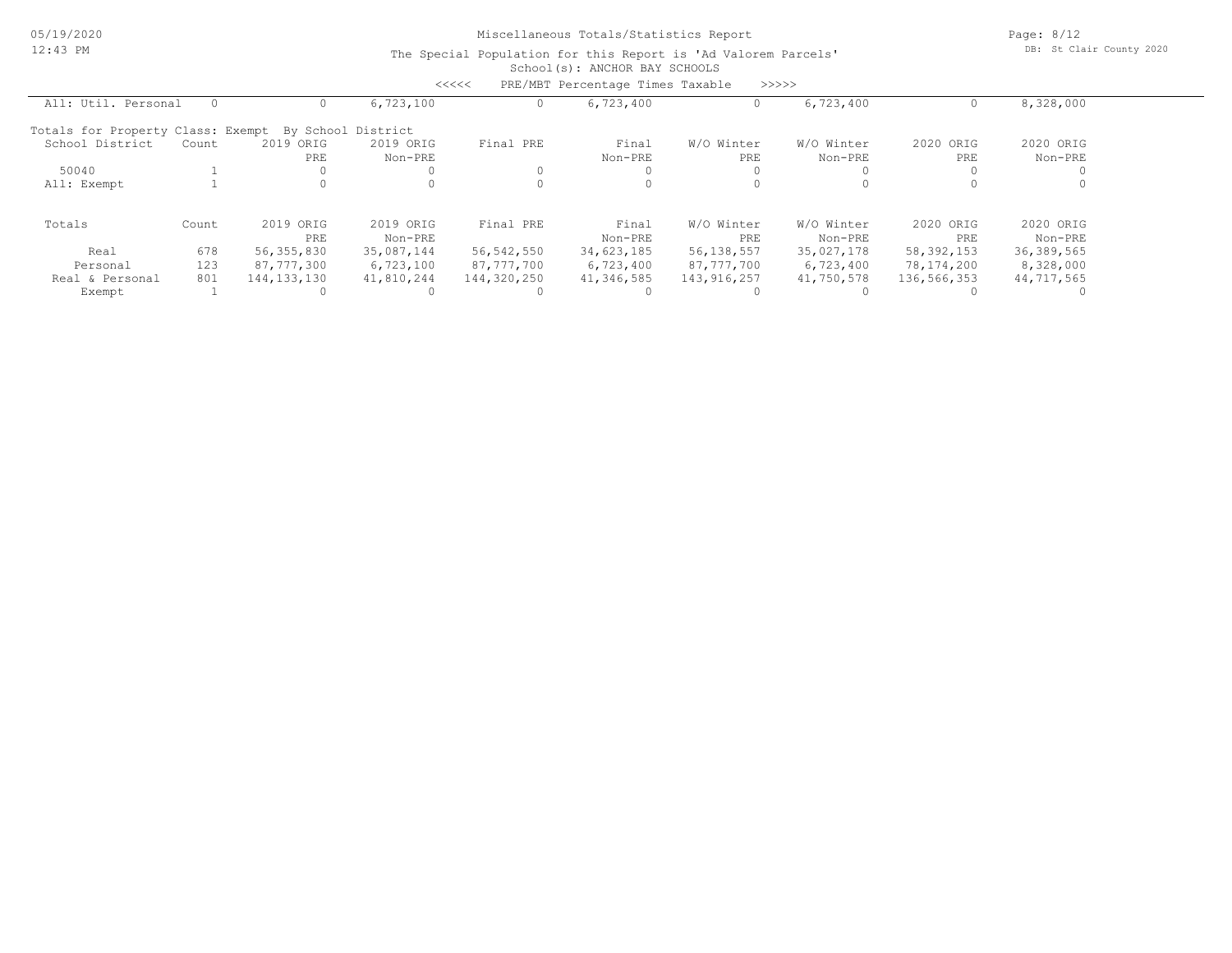Miscellaneous Totals/Statistics Report

The Special Population for this Report is 'Ad Valorem Parcels'

School(s): ANCHOR BAY SCHOOLS

<<<<< PRE/MBT Percentage Times Taxable >>>>>

| All: Util. Personal | 0 | 0 | 6,723,100 | 0 | 6,723,400 | 0 | 6,723,400 | 0 | 8,328,000 |
|---|---|---|---|---|---|---|---|---|---|

Totals for Property Class: Exempt By School District

| School District | Count | 2019 ORIG PRE | 2019 ORIG Non-PRE | Final PRE | Final Non-PRE | W/O Winter PRE | W/O Winter Non-PRE | 2020 ORIG PRE | 2020 ORIG Non-PRE |
|---|---|---|---|---|---|---|---|---|---|
| 50040 | 1 | 0 | 0 | 0 | 0 | 0 | 0 | 0 | 0 |
| All: Exempt | 1 | 0 | 0 | 0 | 0 | 0 | 0 | 0 | 0 |

| Totals | Count | 2019 ORIG PRE | 2019 ORIG Non-PRE | Final PRE | Final Non-PRE | W/O Winter PRE | W/O Winter Non-PRE | 2020 ORIG PRE | 2020 ORIG Non-PRE |
|---|---|---|---|---|---|---|---|---|---|
| Real | 678 | 56,355,830 | 35,087,144 | 56,542,550 | 34,623,185 | 56,138,557 | 35,027,178 | 58,392,153 | 36,389,565 |
| Personal | 123 | 87,777,300 | 6,723,100 | 87,777,700 | 6,723,400 | 87,777,700 | 6,723,400 | 78,174,200 | 8,328,000 |
| Real & Personal | 801 | 144,133,130 | 41,810,244 | 144,320,250 | 41,346,585 | 143,916,257 | 41,750,578 | 136,566,353 | 44,717,565 |
| Exempt | 1 | 0 | 0 | 0 | 0 | 0 | 0 | 0 | 0 |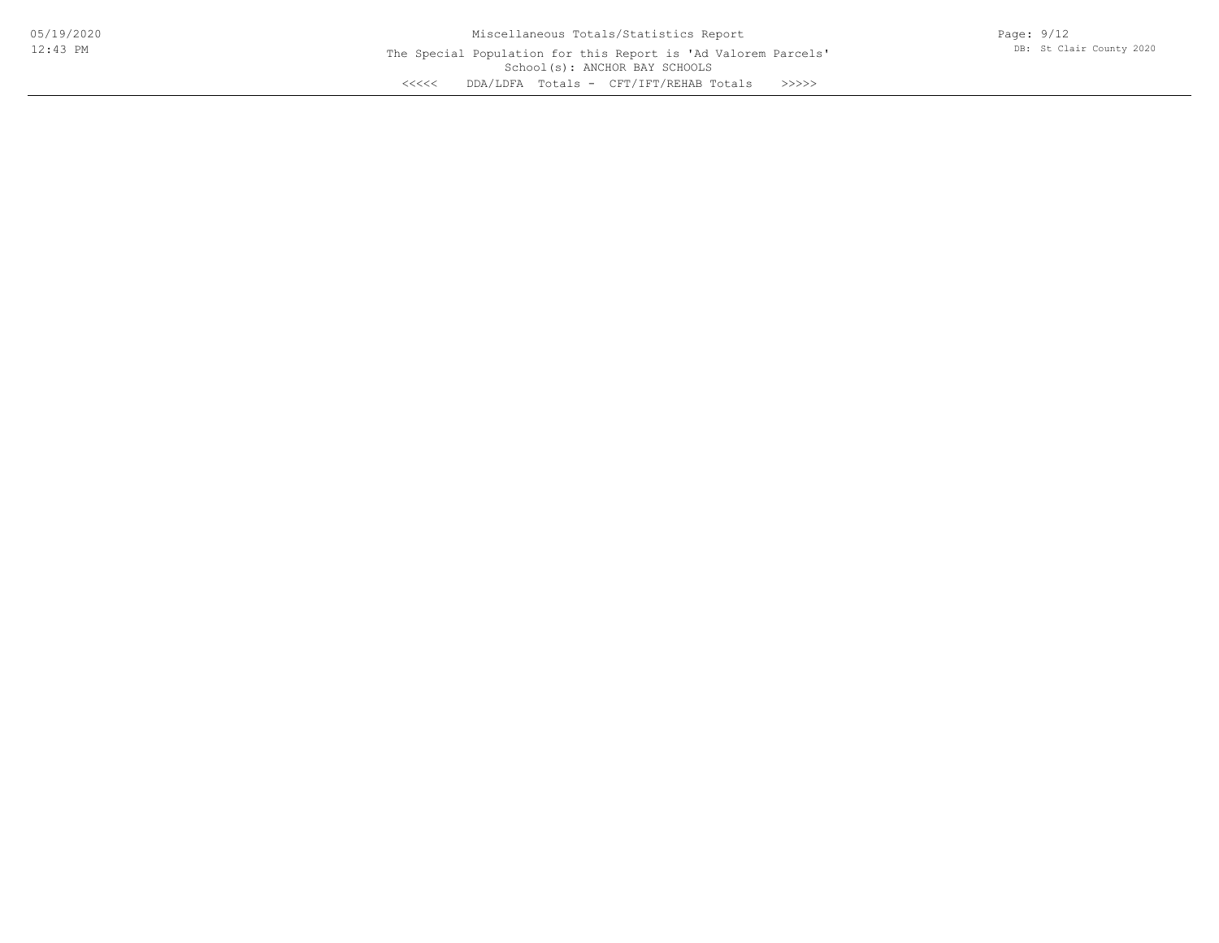<<<<< DDA/LDFA Totals - CFT/IFT/REHAB Totals >>>>>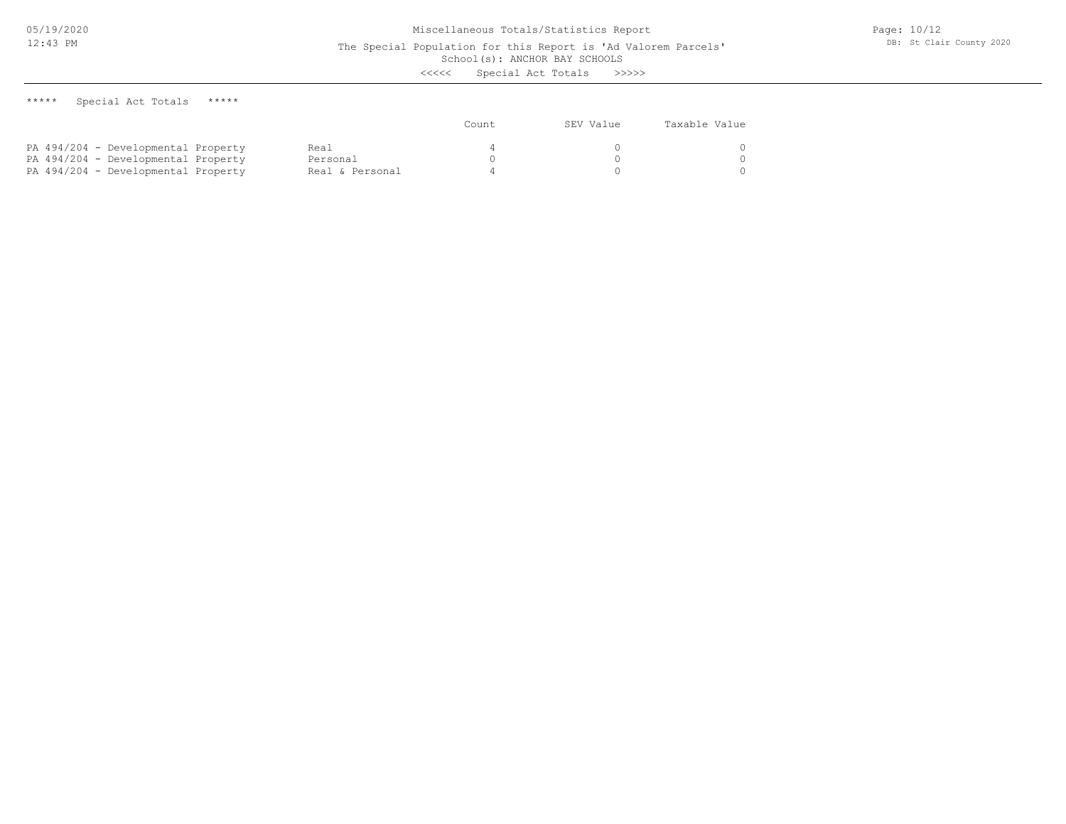Miscellaneous Totals/Statistics Report

The Special Population for this Report is 'Ad Valorem Parcels'

School(s): ANCHOR BAY SCHOOLS

<<<<< Special Act Totals >>>>>

***** Special Act Totals *****

| | | Count | SEV Value | Taxable Value |
|---|---|---|---|---|
| PA 494/204 - Developmental Property | Real | 4 | 0 | 0 |
| PA 494/204 - Developmental Property | Personal | 0 | 0 | 0 |
| PA 494/204 - Developmental Property | Real & Personal | 4 | 0 | 0 |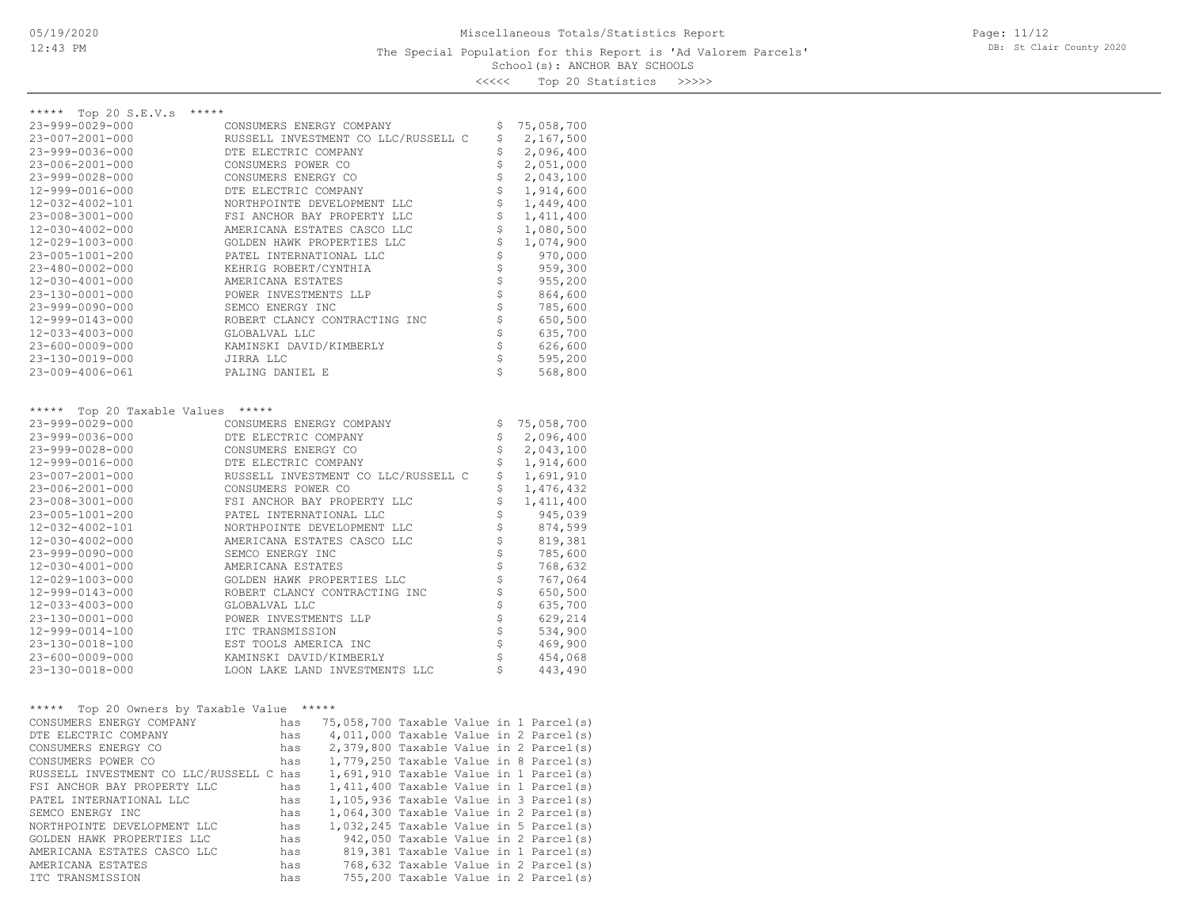# Miscellaneous Totals/Statistics Report

The Special Population for this Report is 'Ad Valorem Parcels'

School(s): ANCHOR BAY SCHOOLS

<<<<< Top 20 Statistics >>>>>

## ***** Top 20 S.E.V.s *****

| Parcel | Owner | S.E.V. |
|---|---|---|
| 23-999-0029-000 | CONSUMERS ENERGY COMPANY | $ 75,058,700 |
| 23-007-2001-000 | RUSSELL INVESTMENT CO LLC/RUSSELL C | $ 2,167,500 |
| 23-999-0036-000 | DTE ELECTRIC COMPANY | $ 2,096,400 |
| 23-006-2001-000 | CONSUMERS POWER CO | $ 2,051,000 |
| 23-999-0028-000 | CONSUMERS ENERGY CO | $ 2,043,100 |
| 12-999-0016-000 | DTE ELECTRIC COMPANY | $ 1,914,600 |
| 12-032-4002-101 | NORTHPOINTE DEVELOPMENT LLC | $ 1,449,400 |
| 23-008-3001-000 | FSI ANCHOR BAY PROPERTY LLC | $ 1,411,400 |
| 12-030-4002-000 | AMERICANA ESTATES CASCO LLC | $ 1,080,500 |
| 12-029-1003-000 | GOLDEN HAWK PROPERTIES LLC | $ 1,074,900 |
| 23-005-1001-200 | PATEL INTERNATIONAL LLC | $ 970,000 |
| 23-480-0002-000 | KEHRIG ROBERT/CYNTHIA | $ 959,300 |
| 12-030-4001-000 | AMERICANA ESTATES | $ 955,200 |
| 23-130-0001-000 | POWER INVESTMENTS LLP | $ 864,600 |
| 23-999-0090-000 | SEMCO ENERGY INC | $ 785,600 |
| 12-999-0143-000 | ROBERT CLANCY CONTRACTING INC | $ 650,500 |
| 12-033-4003-000 | GLOBALVAL LLC | $ 635,700 |
| 23-600-0009-000 | KAMINSKI DAVID/KIMBERLY | $ 626,600 |
| 23-130-0019-000 | JIRRA LLC | $ 595,200 |
| 23-009-4006-061 | PALING DANIEL E | $ 568,800 |

## ***** Top 20 Taxable Values *****

| Parcel | Owner | Taxable Value |
|---|---|---|
| 23-999-0029-000 | CONSUMERS ENERGY COMPANY | $ 75,058,700 |
| 23-999-0036-000 | DTE ELECTRIC COMPANY | $ 2,096,400 |
| 23-999-0028-000 | CONSUMERS ENERGY CO | $ 2,043,100 |
| 12-999-0016-000 | DTE ELECTRIC COMPANY | $ 1,914,600 |
| 23-007-2001-000 | RUSSELL INVESTMENT CO LLC/RUSSELL C | $ 1,691,910 |
| 23-006-2001-000 | CONSUMERS POWER CO | $ 1,476,432 |
| 23-008-3001-000 | FSI ANCHOR BAY PROPERTY LLC | $ 1,411,400 |
| 23-005-1001-200 | PATEL INTERNATIONAL LLC | $ 945,039 |
| 12-032-4002-101 | NORTHPOINTE DEVELOPMENT LLC | $ 874,599 |
| 12-030-4002-000 | AMERICANA ESTATES CASCO LLC | $ 819,381 |
| 23-999-0090-000 | SEMCO ENERGY INC | $ 785,600 |
| 12-030-4001-000 | AMERICANA ESTATES | $ 768,632 |
| 12-029-1003-000 | GOLDEN HAWK PROPERTIES LLC | $ 767,064 |
| 12-999-0143-000 | ROBERT CLANCY CONTRACTING INC | $ 650,500 |
| 12-033-4003-000 | GLOBALVAL LLC | $ 635,700 |
| 23-130-0001-000 | POWER INVESTMENTS LLP | $ 629,214 |
| 12-999-0014-100 | ITC TRANSMISSION | $ 534,900 |
| 23-130-0018-100 | EST TOOLS AMERICA INC | $ 469,900 |
| 23-600-0009-000 | KAMINSKI DAVID/KIMBERLY | $ 454,068 |
| 23-130-0018-000 | LOON LAKE LAND INVESTMENTS LLC | $ 443,490 |

## ***** Top 20 Owners by Taxable Value *****

| Owner | | Taxable Value | Parcel(s) |
|---|---|---|---|
| CONSUMERS ENERGY COMPANY | has | 75,058,700 Taxable Value | in 1 Parcel(s) |
| DTE ELECTRIC COMPANY | has | 4,011,000 Taxable Value | in 2 Parcel(s) |
| CONSUMERS ENERGY CO | has | 2,379,800 Taxable Value | in 2 Parcel(s) |
| CONSUMERS POWER CO | has | 1,779,250 Taxable Value | in 8 Parcel(s) |
| RUSSELL INVESTMENT CO LLC/RUSSELL C | has | 1,691,910 Taxable Value | in 1 Parcel(s) |
| FSI ANCHOR BAY PROPERTY LLC | has | 1,411,400 Taxable Value | in 1 Parcel(s) |
| PATEL INTERNATIONAL LLC | has | 1,105,936 Taxable Value | in 3 Parcel(s) |
| SEMCO ENERGY INC | has | 1,064,300 Taxable Value | in 2 Parcel(s) |
| NORTHPOINTE DEVELOPMENT LLC | has | 1,032,245 Taxable Value | in 5 Parcel(s) |
| GOLDEN HAWK PROPERTIES LLC | has | 942,050 Taxable Value | in 2 Parcel(s) |
| AMERICANA ESTATES CASCO LLC | has | 819,381 Taxable Value | in 1 Parcel(s) |
| AMERICANA ESTATES | has | 768,632 Taxable Value | in 2 Parcel(s) |
| ITC TRANSMISSION | has | 755,200 Taxable Value | in 2 Parcel(s) |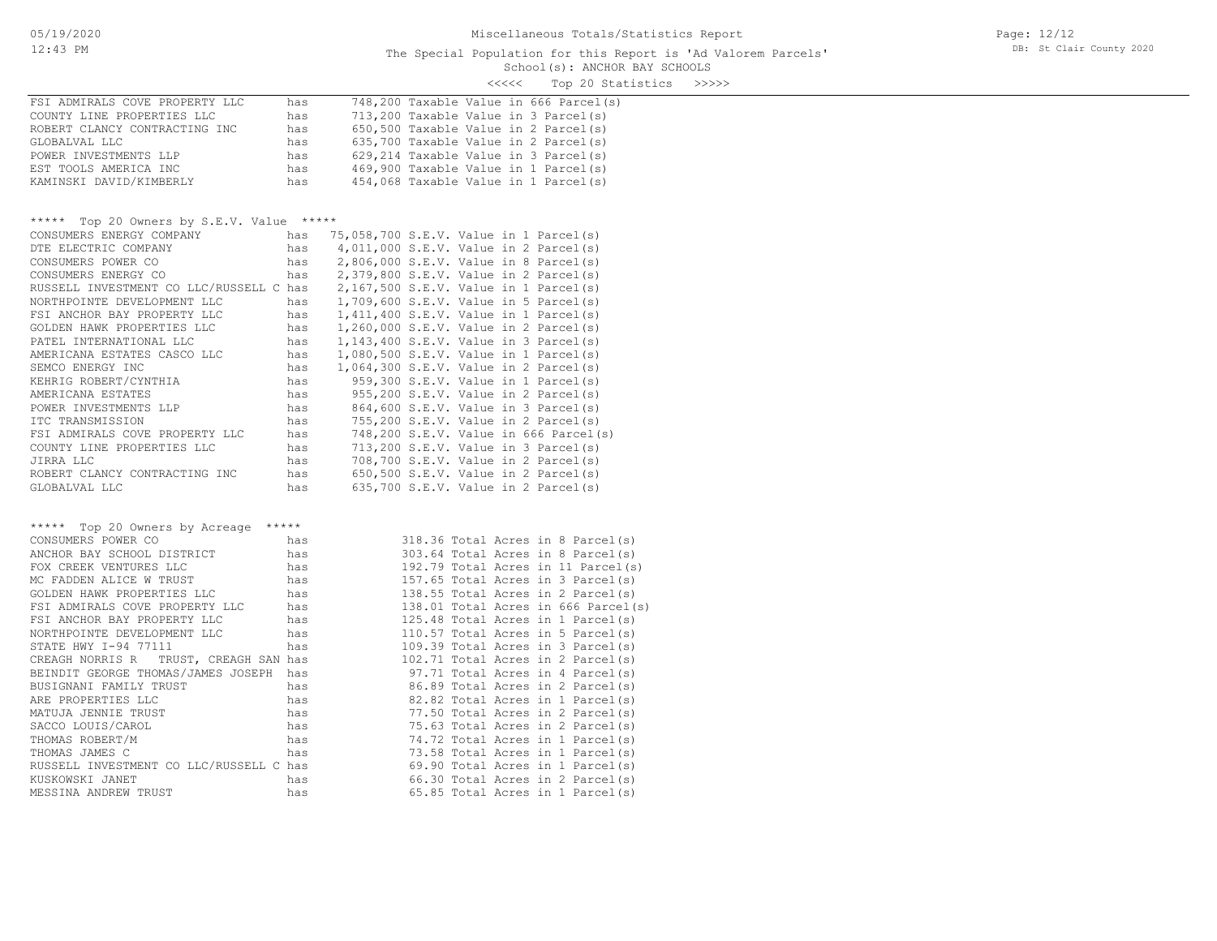Miscellaneous Totals/Statistics Report

The Special Population for this Report is 'Ad Valorem Parcels'

School(s): ANCHOR BAY SCHOOLS

<<<<< Top 20 Statistics >>>>>

| | | |
|---|---|---|
| FSI ADMIRALS COVE PROPERTY LLC | has | 748,200 Taxable Value in 666 Parcel(s) |
| COUNTY LINE PROPERTIES LLC | has | 713,200 Taxable Value in 3 Parcel(s) |
| ROBERT CLANCY CONTRACTING INC | has | 650,500 Taxable Value in 2 Parcel(s) |
| GLOBALVAL LLC | has | 635,700 Taxable Value in 2 Parcel(s) |
| POWER INVESTMENTS LLP | has | 629,214 Taxable Value in 3 Parcel(s) |
| EST TOOLS AMERICA INC | has | 469,900 Taxable Value in 1 Parcel(s) |
| KAMINSKI DAVID/KIMBERLY | has | 454,068 Taxable Value in 1 Parcel(s) |

***** Top 20 Owners by S.E.V. Value *****

| | | |
|---|---|---|
| CONSUMERS ENERGY COMPANY | has | 75,058,700 S.E.V. Value in 1 Parcel(s) |
| DTE ELECTRIC COMPANY | has | 4,011,000 S.E.V. Value in 2 Parcel(s) |
| CONSUMERS POWER CO | has | 2,806,000 S.E.V. Value in 8 Parcel(s) |
| CONSUMERS ENERGY CO | has | 2,379,800 S.E.V. Value in 2 Parcel(s) |
| RUSSELL INVESTMENT CO LLC/RUSSELL C | has | 2,167,500 S.E.V. Value in 1 Parcel(s) |
| NORTHPOINTE DEVELOPMENT LLC | has | 1,709,600 S.E.V. Value in 5 Parcel(s) |
| FSI ANCHOR BAY PROPERTY LLC | has | 1,411,400 S.E.V. Value in 1 Parcel(s) |
| GOLDEN HAWK PROPERTIES LLC | has | 1,260,000 S.E.V. Value in 2 Parcel(s) |
| PATEL INTERNATIONAL LLC | has | 1,143,400 S.E.V. Value in 3 Parcel(s) |
| AMERICANA ESTATES CASCO LLC | has | 1,080,500 S.E.V. Value in 1 Parcel(s) |
| SEMCO ENERGY INC | has | 1,064,300 S.E.V. Value in 2 Parcel(s) |
| KEHRIG ROBERT/CYNTHIA | has | 959,300 S.E.V. Value in 1 Parcel(s) |
| AMERICANA ESTATES | has | 955,200 S.E.V. Value in 2 Parcel(s) |
| POWER INVESTMENTS LLP | has | 864,600 S.E.V. Value in 3 Parcel(s) |
| ITC TRANSMISSION | has | 755,200 S.E.V. Value in 2 Parcel(s) |
| FSI ADMIRALS COVE PROPERTY LLC | has | 748,200 S.E.V. Value in 666 Parcel(s) |
| COUNTY LINE PROPERTIES LLC | has | 713,200 S.E.V. Value in 3 Parcel(s) |
| JIRRA LLC | has | 708,700 S.E.V. Value in 2 Parcel(s) |
| ROBERT CLANCY CONTRACTING INC | has | 650,500 S.E.V. Value in 2 Parcel(s) |
| GLOBALVAL LLC | has | 635,700 S.E.V. Value in 2 Parcel(s) |

***** Top 20 Owners by Acreage *****

| | | |
|---|---|---|
| CONSUMERS POWER CO | has | 318.36 Total Acres in 8 Parcel(s) |
| ANCHOR BAY SCHOOL DISTRICT | has | 303.64 Total Acres in 8 Parcel(s) |
| FOX CREEK VENTURES LLC | has | 192.79 Total Acres in 11 Parcel(s) |
| MC FADDEN ALICE W TRUST | has | 157.65 Total Acres in 3 Parcel(s) |
| GOLDEN HAWK PROPERTIES LLC | has | 138.55 Total Acres in 2 Parcel(s) |
| FSI ADMIRALS COVE PROPERTY LLC | has | 138.01 Total Acres in 666 Parcel(s) |
| FSI ANCHOR BAY PROPERTY LLC | has | 125.48 Total Acres in 1 Parcel(s) |
| NORTHPOINTE DEVELOPMENT LLC | has | 110.57 Total Acres in 5 Parcel(s) |
| STATE HWY I-94 77111 | has | 109.39 Total Acres in 3 Parcel(s) |
| CREAGH NORRIS R TRUST, CREAGH SAN | has | 102.71 Total Acres in 2 Parcel(s) |
| BEINDIT GEORGE THOMAS/JAMES JOSEPH | has | 97.71 Total Acres in 4 Parcel(s) |
| BUSIGNANI FAMILY TRUST | has | 86.89 Total Acres in 2 Parcel(s) |
| ARE PROPERTIES LLC | has | 82.82 Total Acres in 1 Parcel(s) |
| MATUJA JENNIE TRUST | has | 77.50 Total Acres in 2 Parcel(s) |
| SACCO LOUIS/CAROL | has | 75.63 Total Acres in 2 Parcel(s) |
| THOMAS ROBERT/M | has | 74.72 Total Acres in 1 Parcel(s) |
| THOMAS JAMES C | has | 73.58 Total Acres in 1 Parcel(s) |
| RUSSELL INVESTMENT CO LLC/RUSSELL C | has | 69.90 Total Acres in 1 Parcel(s) |
| KUSKOWSKI JANET | has | 66.30 Total Acres in 2 Parcel(s) |
| MESSINA ANDREW TRUST | has | 65.85 Total Acres in 1 Parcel(s) |